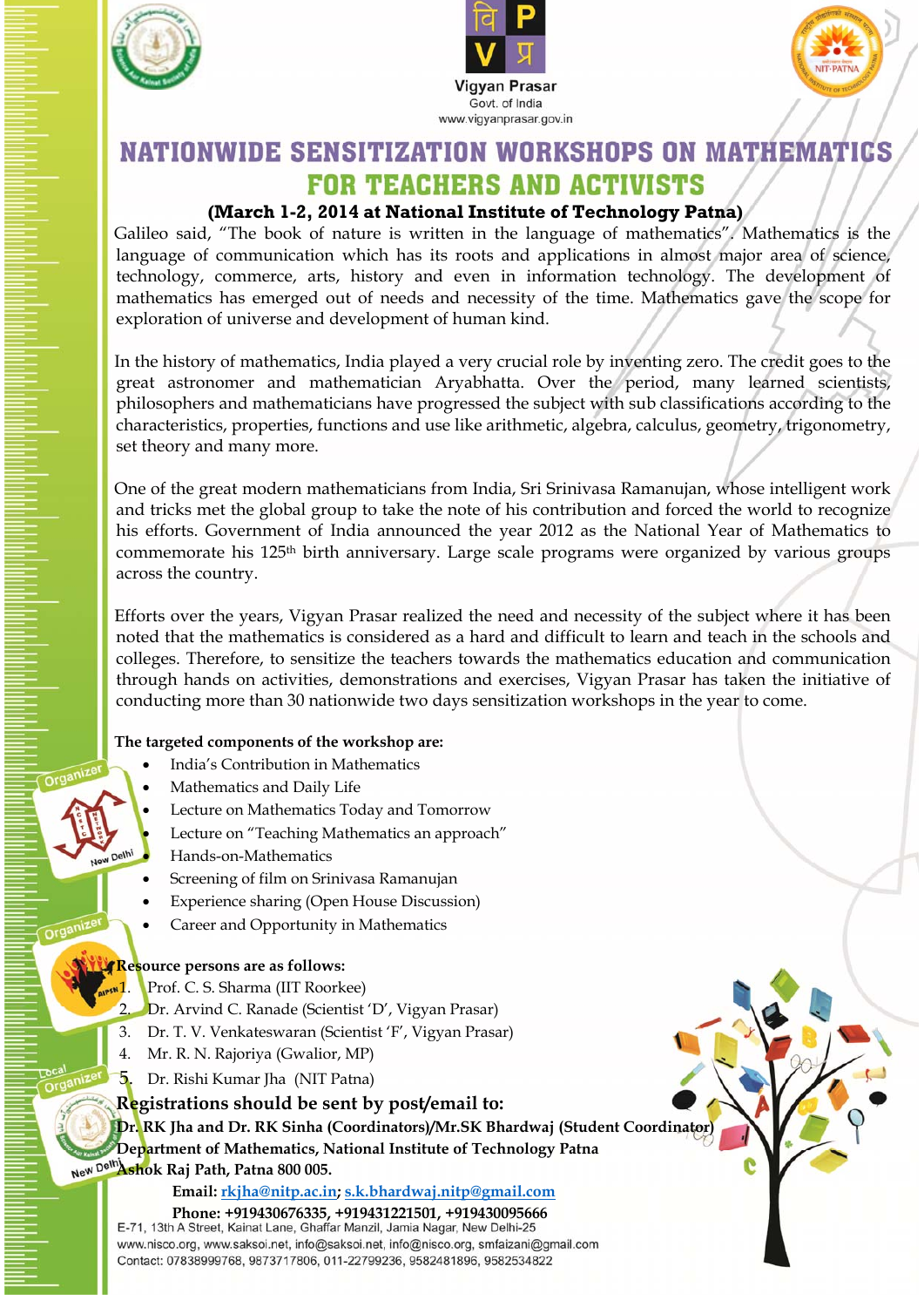Vigyan Prasar
Govt. of India
www.vigyanprasar.gov.in

# NATIONWIDE SENSITIZATION WORKSHOPS ON MATHEMATICS FOR TEACHERS AND ACTIVISTS

**(March 1-2, 2014 at National Institute of Technology Patna)**

Galileo said, "The book of nature is written in the language of mathematics". Mathematics is the language of communication which has its roots and applications in almost major area of science, technology, commerce, arts, history and even in information technology. The development of mathematics has emerged out of needs and necessity of the time. Mathematics gave the scope for exploration of universe and development of human kind.

In the history of mathematics, India played a very crucial role by inventing zero. The credit goes to the great astronomer and mathematician Aryabhatta. Over the period, many learned scientists, philosophers and mathematicians have progressed the subject with sub classifications according to the characteristics, properties, functions and use like arithmetic, algebra, calculus, geometry, trigonometry, set theory and many more.

One of the great modern mathematicians from India, Sri Srinivasa Ramanujan, whose intelligent work and tricks met the global group to take the note of his contribution and forced the world to recognize his efforts. Government of India announced the year 2012 as the National Year of Mathematics to commemorate his 125th birth anniversary. Large scale programs were organized by various groups across the country.

Efforts over the years, Vigyan Prasar realized the need and necessity of the subject where it has been noted that the mathematics is considered as a hard and difficult to learn and teach in the schools and colleges. Therefore, to sensitize the teachers towards the mathematics education and communication through hands on activities, demonstrations and exercises, Vigyan Prasar has taken the initiative of conducting more than 30 nationwide two days sensitization workshops in the year to come.

**The targeted components of the workshop are:**

- India's Contribution in Mathematics
- Mathematics and Daily Life
- Lecture on Mathematics Today and Tomorrow
- Lecture on "Teaching Mathematics an approach"
- Hands-on-Mathematics
- Screening of film on Srinivasa Ramanujan
- Experience sharing (Open House Discussion)
- Career and Opportunity in Mathematics

Organizer – New Delhi

Organizer – AIPSN

Local Organizer – New Delhi

**Resource persons are as follows:**

1. Prof. C. S. Sharma (IIT Roorkee)
2. Dr. Arvind C. Ranade (Scientist 'D', Vigyan Prasar)
3. Dr. T. V. Venkateswaran (Scientist 'F', Vigyan Prasar)
4. Mr. R. N. Rajoriya (Gwalior, MP)
5. Dr. Rishi Kumar Jha (NIT Patna)

## Registrations should be sent by post/email to:

**Dr. RK Jha and Dr. RK Sinha (Coordinators)/Mr.SK Bhardwaj (Student Coordinator)**
**Department of Mathematics, National Institute of Technology Patna**
**Ashok Raj Path, Patna 800 005.**

**Email: rkjha@nitp.ac.in; s.k.bhardwaj.nitp@gmail.com**

**Phone: +919430676335, +919431221501, +919430095666**

E-71, 13th A Street, Kainat Lane, Ghaffar Manzil, Jamia Nagar, New Delhi-25
www.nisco.org, www.saksoi.net, info@saksoi.net, info@nisco.org, smfaizani@gmail.com
Contact: 07838999768, 9873717806, 011-22799236, 9582481896, 9582534822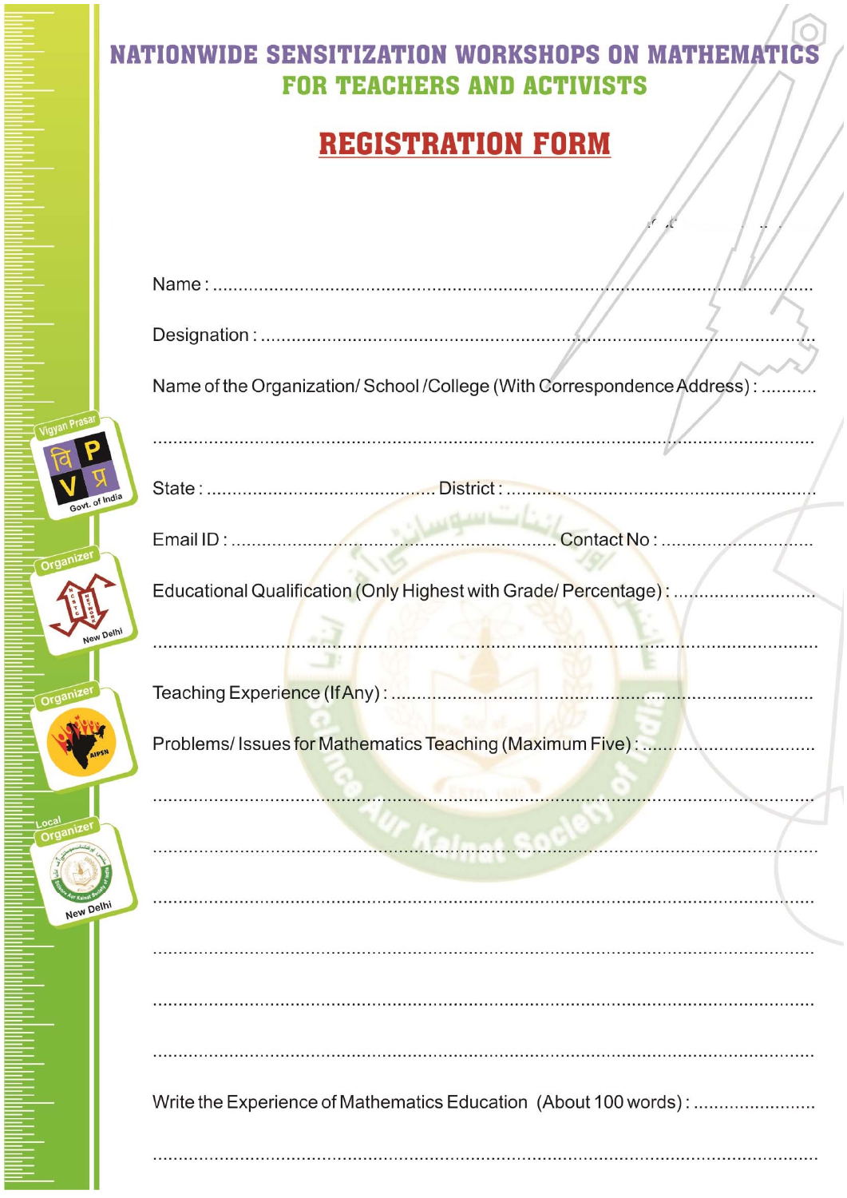# NATIONWIDE SENSITIZATION WORKSHOPS ON MATHEMATICS FOR TEACHERS AND ACTIVISTS

## REGISTRATION FORM

Name : ..........................................................................................................................

Designation : ...................................................................................................................

Name of the Organization/ School /College (With Correspondence Address) : ...........

.........................................................................................................................................

State : ............................................. District : ............................................................

Email ID : ............................................................... Contact No : ..............................

Educational Qualification (Only Highest with Grade/ Percentage) : ...........................

.........................................................................................................................................

Teaching Experience (If Any) : ........................................................................................

Problems/ Issues for Mathematics Teaching (Maximum Five) : ..................................

.........................................................................................................................................

.........................................................................................................................................

.........................................................................................................................................

.........................................................................................................................................

.........................................................................................................................................

.........................................................................................................................................

Write the Experience of Mathematics Education (About 100 words) : ........................

.........................................................................................................................................

Vigyan Prasar
वि P V प्र
Govt. of India

Organizer
NCSTC Network
New Delhi

Organizer
AIPSN

Local Organizer
Science Aur Kainat Society of India
New Delhi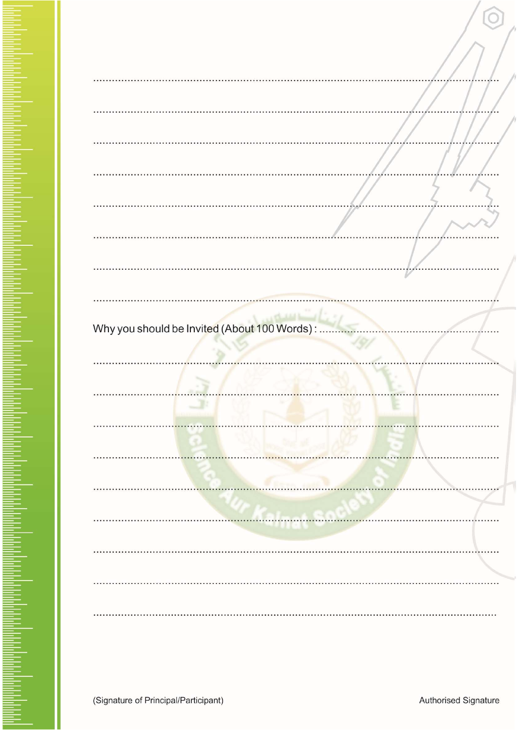..................................................................................................................................................

..................................................................................................................................................

..................................................................................................................................................

..................................................................................................................................................

..................................................................................................................................................

..................................................................................................................................................

..................................................................................................................................................

..................................................................................................................................................

Why you should be Invited (About 100 Words) : ..................................................................

..................................................................................................................................................

..................................................................................................................................................

..................................................................................................................................................

..................................................................................................................................................

..................................................................................................................................................

..................................................................................................................................................

..................................................................................................................................................

..................................................................................................................................................

..................................................................................................................................................

(Signature of Principal/Participant) Authorised Signature